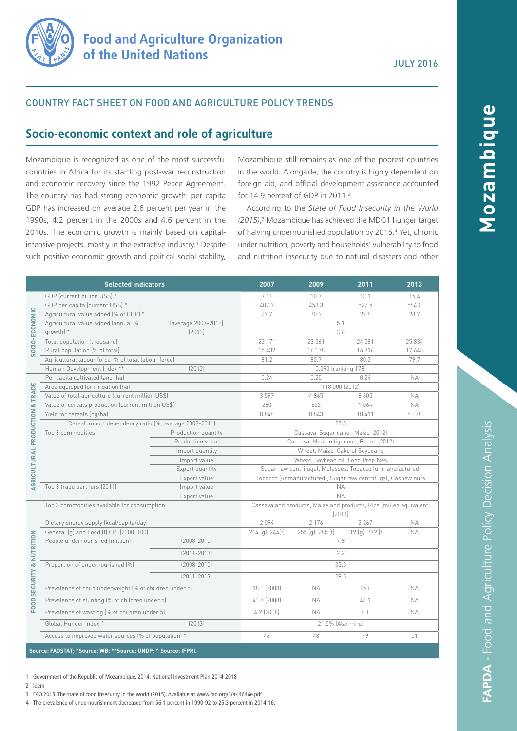# Food and Agriculture Organization of the United Nations

JULY 2016

COUNTRY FACT SHEET ON FOOD AND AGRICULTURE POLICY TRENDS

# Mozambique

## Socio-economic context and role of agriculture

Mozambique is recognized as one of the most successful countries in Africa for its startling post-war reconstruction and economic recovery since the 1992 Peace Agreement. The country has had strong economic growth: per capita GDP has increased on average 2.6 percent per year in the 1990s, 4.2 percent in the 2000s and 4.6 percent in the 2010s. The economic growth is mainly based on capital-intensive projects, mostly in the extractive industry.[1] Despite such positive economic growth and political social stability, Mozambique still remains as one of the poorest countries in the world. Alongside, the country is highly dependent on foreign aid, and official development assistance accounted for 14.9 percent of GDP in 2011.[2]

According to the *State of Food Insecurity in the World (2015)*,[3] Mozambique has achieved the MDG1 hunger target of halving undernourished population by 2015.[4] Yet, chronic under nutrition, poverty and households' vulnerability to food and nutrition insecurity due to natural disasters and other

| | Selected indicators | | 2007 | 2009 | 2011 | 2013 |
|---|---|---|---|---|---|---|
| SOCIO-ECONOMIC | GDP (current billion US$) * | | 9.11 | 10.7 | 13.1 | 15.4 |
| | GDP per capita (current US$) * | | 407.7 | 453.3 | 527.5 | 584.0 |
| | Agricultural value added (% of GDP) * | | 27.7 | 30.9 | 29.8 | 28.7 |
| | Agricultural value added (annual % growth) * | (average 2007-2013) | 5.1 | | | |
| | | (2013) | 3.6 | | | |
| | Total population (thousand) | | 22 171 | 23 361 | 24 581 | 25 834 |
| | Rural population (% of total) | | 15 439 | 16 178 | 16 916 | 17 648 |
| | Agricultural labour force (% of total labour force) | | 81.2 | 80.7 | 80.2 | 79.7 |
| | Human Development Index ** | (2012) | 0.393 (ranking 178) | | | |
| AGRICULTURAL PRODUCTION & TRADE | Per capita cultivated land (ha) | | 0.24 | 0.25 | 0.24 | NA |
| | Area equipped for irrigation (ha) | | 118 000 (2012) | | | |
| | Value of total agriculture (current million US$) | | 3 597 | 4 865 | 8 605 | NA |
| | Value of cereals production (current million US$) | | 280 | 622 | 1 064 | NA |
| | Yield for cereals (hg/ha) | | 8 848 | 8 843 | 10 411 | 8 178 |
| | Cereal import dependency ratio (%, average 2009-2011) | | 27.3 | | | |
| | Top 3 commodities | Production quantity | Cassava, Sugar cane, Maize (2012) | | | |
| | | Production value | Cassava, Meat indigenous, Beans (2012) | | | |
| | | Import quantity | Wheat, Maize, Cake of Soybeans | | | |
| | | Import value | Wheat, Soybean oil, Food Prep Nes | | | |
| | | Export quantity | Sugar raw centrifugal, Molasses, Tobacco (unmanufactured) | | | |
| | | Export value | Tobacco (unmanufactured), Sugar raw centrifugal, Cashew nuts | | | |
| | Top 3 trade partners (2011) | Import value | NA | | | |
| | | Export value | NA | | | |
| FOOD SECURITY & NUTRITION | Top 3 commodities available for consumption | | Cassava and products, Maize and products, Rice (milled equivalent) (2011) | | | |
| | Dietary energy supply (kcal/capita/day) | | 2 094 | 2 176 | 2 267 | NA |
| | General (g) and Food (f) CPI (2000=100) | | 214 (g), 244(f) | 255 (g), 285 (f) | 319 (g), 372 (f) | NA |
| | People undernourished (million) | (2008-2010) | 7.8 | | | |
| | | (2011-2013) | 7.2 | | | |
| | Proportion of undernourished (%) | (2008-2010) | 33.3 | | | |
| | | (2011-2013) | 28.5 | | | |
| | Prevalence of child underweight (% of children under 5) | | 18.3 (2008) | NA | 15.6 | NA |
| | Prevalence of stunting (% of children under 5) | | 43.7 (2008) | NA | 43.1 | NA |
| | Prevalence of wasting (% of children under 5) | | 4.2 (2008) | NA | 6.1 | NA |
| | Global Hunger Index ^ | (2013) | 21.5% (Alarming) | | | |
| | Access to improved water sources (% of population) * | | 46 | 48 | 49 | 51 |

**Source: FAOSTAT; \*Source: WB; \*\*Source: UNDP; ^ Source: IFPRI.**

1 Government of the Republic of Mozambique. 2014. National Investment Plan 2014-2018

2 Idem

3 FAO.2015. The state of food insecurity in the world (2015). Available at www.fao.org/3/a-i4646e.pdf

4 The prevalence of undernourishment decreased from 56.1 percent in 1990-92 to 25.3 percent in 2014-16.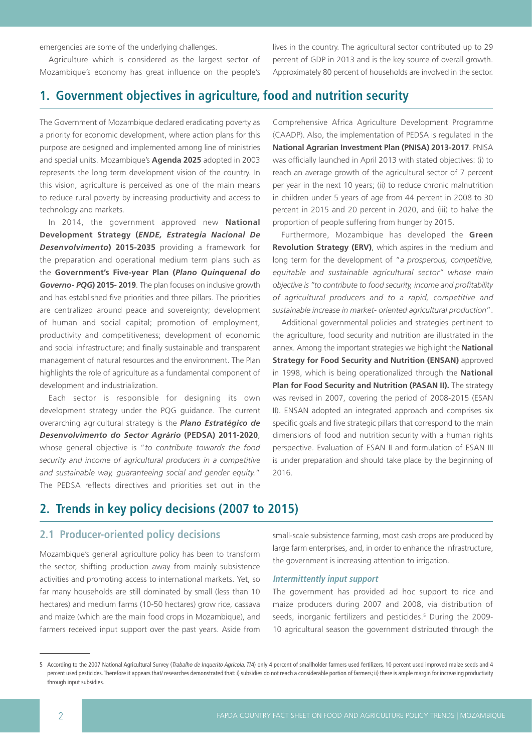emergencies are some of the underlying challenges.

Agriculture which is considered as the largest sector of Mozambique's economy has great influence on the people's lives in the country. The agricultural sector contributed up to 29 percent of GDP in 2013 and is the key source of overall growth. Approximately 80 percent of households are involved in the sector.

## 1. Government objectives in agriculture, food and nutrition security

The Government of Mozambique declared eradicating poverty as a priority for economic development, where action plans for this purpose are designed and implemented among line of ministries and special units. Mozambique's **Agenda 2025** adopted in 2003 represents the long term development vision of the country. In this vision, agriculture is perceived as one of the main means to reduce rural poverty by increasing productivity and access to technology and markets.

In 2014, the government approved new **National Development Strategy (*ENDE, Estrategia Nacional De Desenvolvimento*) 2015-2035** providing a framework for the preparation and operational medium term plans such as the **Government's Five-year Plan (*Plano Quinquenal do Governo- PQG*) 2015- 2019**. The plan focuses on inclusive growth and has established five priorities and three pillars. The priorities are centralized around peace and sovereignty; development of human and social capital; promotion of employment, productivity and competitiveness; development of economic and social infrastructure; and finally sustainable and transparent management of natural resources and the environment. The Plan highlights the role of agriculture as a fundamental component of development and industrialization.

Each sector is responsible for designing its own development strategy under the PQG guidance. The current overarching agricultural strategy is the ***Plano Estratégico de Desenvolvimento do Sector Agrário* (PEDSA) 2011-2020**, whose general objective is "*to contribute towards the food security and income of agricultural producers in a competitive and sustainable way, guaranteeing social and gender equity.*" The PEDSA reflects directives and priorities set out in the Comprehensive Africa Agriculture Development Programme (CAADP). Also, the implementation of PEDSA is regulated in the **National Agrarian Investment Plan (PNISA) 2013-2017**. PNISA was officially launched in April 2013 with stated objectives: (i) to reach an average growth of the agricultural sector of 7 percent per year in the next 10 years; (ii) to reduce chronic malnutrition in children under 5 years of age from 44 percent in 2008 to 30 percent in 2015 and 20 percent in 2020, and (iii) to halve the proportion of people suffering from hunger by 2015.

Furthermore, Mozambique has developed the **Green Revolution Strategy (ERV)**, which aspires in the medium and long term for the development of "*a prosperous, competitive, equitable and sustainable agricultural sector" whose main objective is "to contribute to food security, income and profitability of agricultural producers and to a rapid, competitive and sustainable increase in market- oriented agricultural production*".

Additional governmental policies and strategies pertinent to the agriculture, food security and nutrition are illustrated in the annex. Among the important strategies we highlight the **National Strategy for Food Security and Nutrition (ENSAN)** approved in 1998, which is being operationalized through the **National Plan for Food Security and Nutrition (PASAN II).** The strategy was revised in 2007, covering the period of 2008-2015 (ESAN II). ENSAN adopted an integrated approach and comprises six specific goals and five strategic pillars that correspond to the main dimensions of food and nutrition security with a human rights perspective. Evaluation of ESAN II and formulation of ESAN III is under preparation and should take place by the beginning of 2016.

## 2. Trends in key policy decisions (2007 to 2015)

### 2.1 Producer-oriented policy decisions

Mozambique's general agriculture policy has been to transform the sector, shifting production away from mainly subsistence activities and promoting access to international markets. Yet, so far many households are still dominated by small (less than 10 hectares) and medium farms (10-50 hectares) grow rice, cassava and maize (which are the main food crops in Mozambique), and farmers received input support over the past years. Aside from small-scale subsistence farming, most cash crops are produced by large farm enterprises, and, in order to enhance the infrastructure, the government is increasing attention to irrigation.

#### *Intermittently input support*

The government has provided ad hoc support to rice and maize producers during 2007 and 2008, via distribution of seeds, inorganic fertilizers and pesticides.[5] During the 2009-10 agricultural season the government distributed through the

---

5 According to the 2007 National Agricultural Survey (*Trabalho de Inquerito Agricola, TIA*) only 4 percent of smallholder farmers used fertilizers, 10 percent used improved maize seeds and 4 percent used pesticides. Therefore it appears that/ researches demonstrated that: i) subsidies do not reach a considerable portion of farmers; ii) there is ample margin for increasing productivity through input subsidies.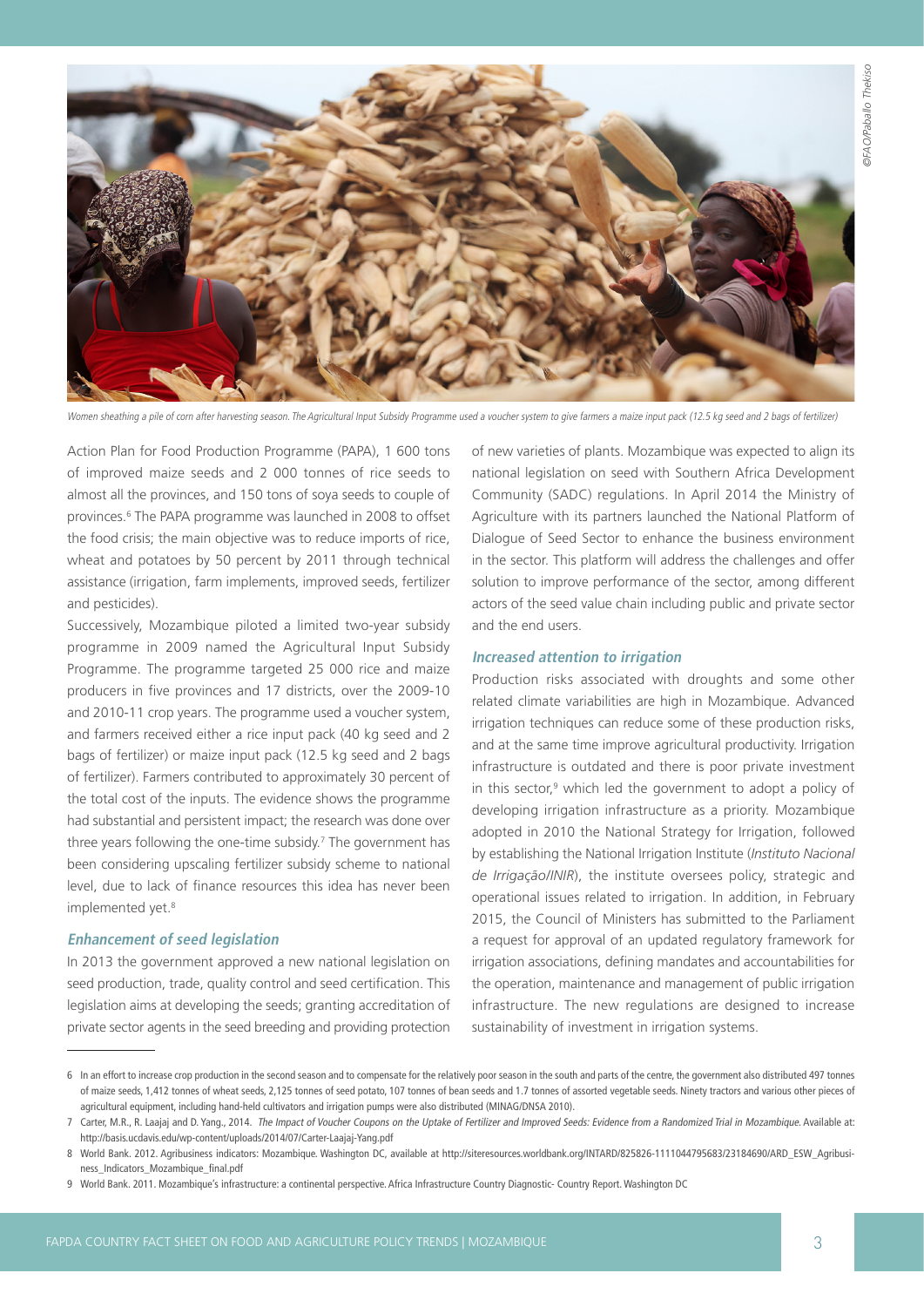*Women sheathing a pile of corn after harvesting season. The Agricultural Input Subsidy Programme used a voucher system to give farmers a maize input pack (12.5 kg seed and 2 bags of fertilizer)*

Action Plan for Food Production Programme (PAPA), 1 600 tons of improved maize seeds and 2 000 tonnes of rice seeds to almost all the provinces, and 150 tons of soya seeds to couple of provinces.[6] The PAPA programme was launched in 2008 to offset the food crisis; the main objective was to reduce imports of rice, wheat and potatoes by 50 percent by 2011 through technical assistance (irrigation, farm implements, improved seeds, fertilizer and pesticides).

Successively, Mozambique piloted a limited two-year subsidy programme in 2009 named the Agricultural Input Subsidy Programme. The programme targeted 25 000 rice and maize producers in five provinces and 17 districts, over the 2009-10 and 2010-11 crop years. The programme used a voucher system, and farmers received either a rice input pack (40 kg seed and 2 bags of fertilizer) or maize input pack (12.5 kg seed and 2 bags of fertilizer). Farmers contributed to approximately 30 percent of the total cost of the inputs. The evidence shows the programme had substantial and persistent impact; the research was done over three years following the one-time subsidy.[7] The government has been considering upscaling fertilizer subsidy scheme to national level, due to lack of finance resources this idea has never been implemented yet.[8]

### *Enhancement of seed legislation*

In 2013 the government approved a new national legislation on seed production, trade, quality control and seed certification. This legislation aims at developing the seeds; granting accreditation of private sector agents in the seed breeding and providing protection of new varieties of plants. Mozambique was expected to align its national legislation on seed with Southern Africa Development Community (SADC) regulations. In April 2014 the Ministry of Agriculture with its partners launched the National Platform of Dialogue of Seed Sector to enhance the business environment in the sector. This platform will address the challenges and offer solution to improve performance of the sector, among different actors of the seed value chain including public and private sector and the end users.

### *Increased attention to irrigation*

Production risks associated with droughts and some other related climate variabilities are high in Mozambique. Advanced irrigation techniques can reduce some of these production risks, and at the same time improve agricultural productivity. Irrigation infrastructure is outdated and there is poor private investment in this sector,[9] which led the government to adopt a policy of developing irrigation infrastructure as a priority. Mozambique adopted in 2010 the National Strategy for Irrigation, followed by establishing the National Irrigation Institute (*Instituto Nacional de Irrigação/INIR*), the institute oversees policy, strategic and operational issues related to irrigation. In addition, in February 2015, the Council of Ministers has submitted to the Parliament a request for approval of an updated regulatory framework for irrigation associations, defining mandates and accountabilities for the operation, maintenance and management of public irrigation infrastructure. The new regulations are designed to increase sustainability of investment in irrigation systems.

---

6 In an effort to increase crop production in the second season and to compensate for the relatively poor season in the south and parts of the centre, the government also distributed 497 tonnes of maize seeds, 1,412 tonnes of wheat seeds, 2,125 tonnes of seed potato, 107 tonnes of bean seeds and 1.7 tonnes of assorted vegetable seeds. Ninety tractors and various other pieces of agricultural equipment, including hand-held cultivators and irrigation pumps were also distributed (MINAG/DNSA 2010).

7 Carter, M.R., R. Laajaj and D. Yang., 2014. *The Impact of Voucher Coupons on the Uptake of Fertilizer and Improved Seeds: Evidence from a Randomized Trial in Mozambique.* Available at: http://basis.ucdavis.edu/wp-content/uploads/2014/07/Carter-Laajaj-Yang.pdf

8 World Bank. 2012. Agribusiness indicators: Mozambique. Washington DC, available at http://siteresources.worldbank.org/INTARD/825826-1111044795683/23184690/ARD_ESW_Agribusiness_Indicators_Mozambique_final.pdf

9 World Bank. 2011. Mozambique's infrastructure: a continental perspective. Africa Infrastructure Country Diagnostic- Country Report. Washington DC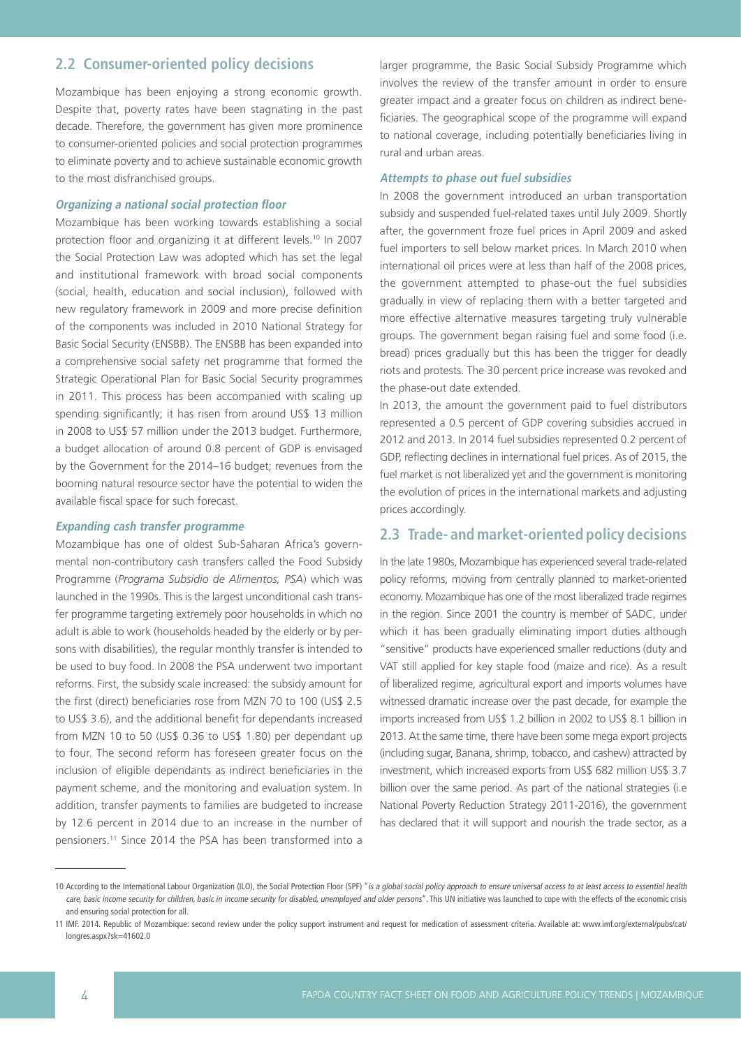## 2.2 Consumer-oriented policy decisions

Mozambique has been enjoying a strong economic growth. Despite that, poverty rates have been stagnating in the past decade. Therefore, the government has given more prominence to consumer-oriented policies and social protection programmes to eliminate poverty and to achieve sustainable economic growth to the most disfranchised groups.

### *Organizing a national social protection floor*

Mozambique has been working towards establishing a social protection floor and organizing it at different levels.[10] In 2007 the Social Protection Law was adopted which has set the legal and institutional framework with broad social components (social, health, education and social inclusion), followed with new regulatory framework in 2009 and more precise definition of the components was included in 2010 National Strategy for Basic Social Security (ENSBB). The ENSBB has been expanded into a comprehensive social safety net programme that formed the Strategic Operational Plan for Basic Social Security programmes in 2011. This process has been accompanied with scaling up spending significantly; it has risen from around US$ 13 million in 2008 to US$ 57 million under the 2013 budget. Furthermore, a budget allocation of around 0.8 percent of GDP is envisaged by the Government for the 2014–16 budget; revenues from the booming natural resource sector have the potential to widen the available fiscal space for such forecast.

### *Expanding cash transfer programme*

Mozambique has one of oldest Sub-Saharan Africa's governmental non-contributory cash transfers called the Food Subsidy Programme (*Programa Subsidio de Alimentos, PSA*) which was launched in the 1990s. This is the largest unconditional cash transfer programme targeting extremely poor households in which no adult is able to work (households headed by the elderly or by persons with disabilities), the regular monthly transfer is intended to be used to buy food. In 2008 the PSA underwent two important reforms. First, the subsidy scale increased: the subsidy amount for the first (direct) beneficiaries rose from MZN 70 to 100 (US$ 2.5 to US$ 3.6), and the additional benefit for dependants increased from MZN 10 to 50 (US$ 0.36 to US$ 1.80) per dependant up to four. The second reform has foreseen greater focus on the inclusion of eligible dependants as indirect beneficiaries in the payment scheme, and the monitoring and evaluation system. In addition, transfer payments to families are budgeted to increase by 12.6 percent in 2014 due to an increase in the number of pensioners.[11] Since 2014 the PSA has been transformed into a larger programme, the Basic Social Subsidy Programme which involves the review of the transfer amount in order to ensure greater impact and a greater focus on children as indirect beneficiaries. The geographical scope of the programme will expand to national coverage, including potentially beneficiaries living in rural and urban areas.

### *Attempts to phase out fuel subsidies*

In 2008 the government introduced an urban transportation subsidy and suspended fuel-related taxes until July 2009. Shortly after, the government froze fuel prices in April 2009 and asked fuel importers to sell below market prices. In March 2010 when international oil prices were at less than half of the 2008 prices, the government attempted to phase-out the fuel subsidies gradually in view of replacing them with a better targeted and more effective alternative measures targeting truly vulnerable groups. The government began raising fuel and some food (i.e. bread) prices gradually but this has been the trigger for deadly riots and protests. The 30 percent price increase was revoked and the phase-out date extended.

In 2013, the amount the government paid to fuel distributors represented a 0.5 percent of GDP covering subsidies accrued in 2012 and 2013. In 2014 fuel subsidies represented 0.2 percent of GDP, reflecting declines in international fuel prices. As of 2015, the fuel market is not liberalized yet and the government is monitoring the evolution of prices in the international markets and adjusting prices accordingly.

## 2.3 Trade- and market-oriented policy decisions

In the late 1980s, Mozambique has experienced several trade-related policy reforms, moving from centrally planned to market-oriented economy. Mozambique has one of the most liberalized trade regimes in the region. Since 2001 the country is member of SADC, under which it has been gradually eliminating import duties although "sensitive" products have experienced smaller reductions (duty and VAT still applied for key staple food (maize and rice). As a result of liberalized regime, agricultural export and imports volumes have witnessed dramatic increase over the past decade, for example the imports increased from US$ 1.2 billion in 2002 to US$ 8.1 billion in 2013. At the same time, there have been some mega export projects (including sugar, Banana, shrimp, tobacco, and cashew) attracted by investment, which increased exports from US$ 682 million US$ 3.7 billion over the same period. As part of the national strategies (i.e National Poverty Reduction Strategy 2011-2016), the government has declared that it will support and nourish the trade sector, as a

---

10 According to the International Labour Organization (ILO), the Social Protection Floor (SPF) "*is a global social policy approach to ensure universal access to at least access to essential health care, basic income security for children, basic in income security for disabled, unemployed and older persons*". This UN initiative was launched to cope with the effects of the economic crisis and ensuring social protection for all.

11 IMF. 2014. Republic of Mozambique: second review under the policy support instrument and request for medication of assessment criteria. Available at: www.imf.org/external/pubs/cat/longres.aspx?sk=41602.0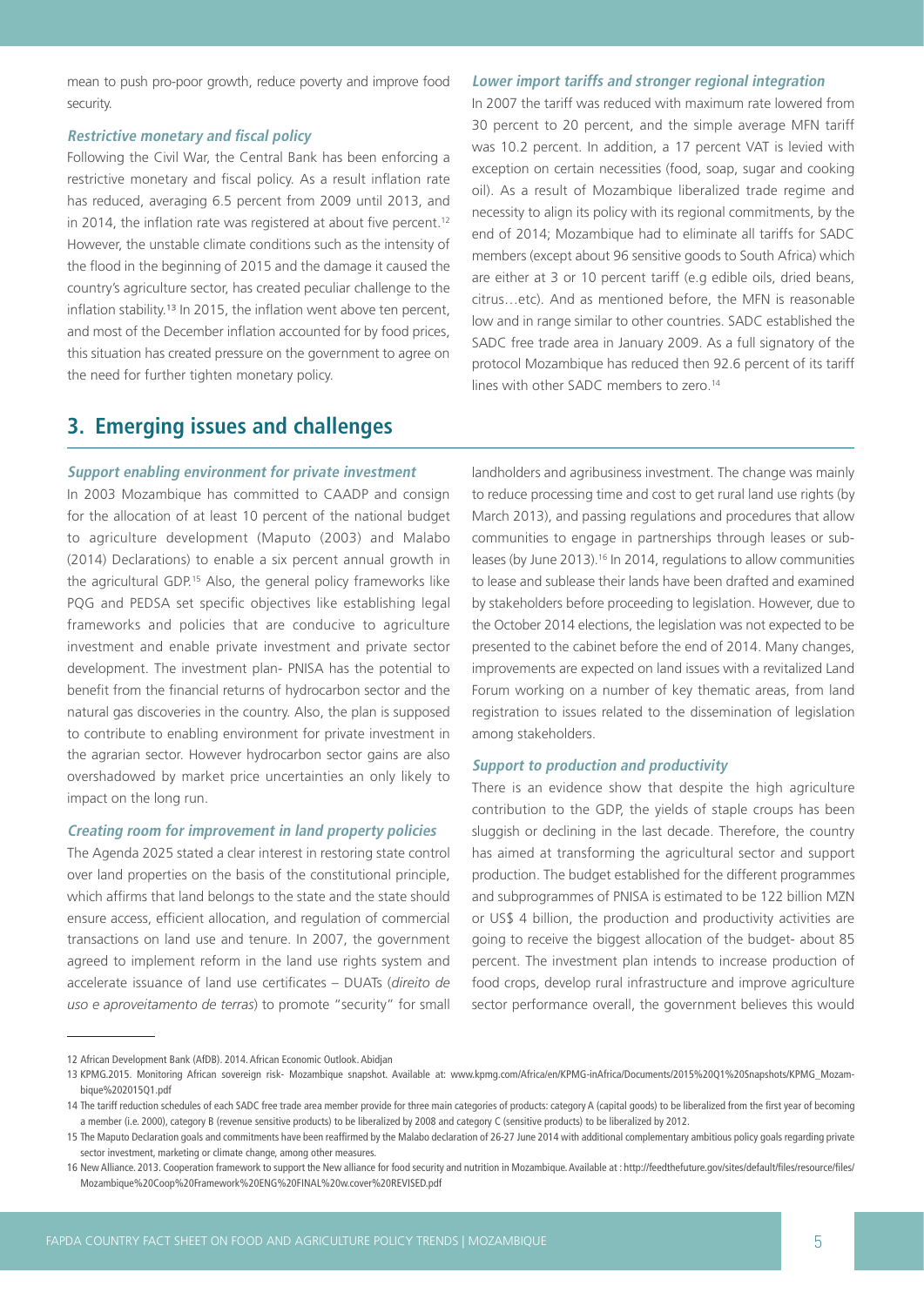mean to push pro-poor growth, reduce poverty and improve food security.

***Restrictive monetary and fiscal policy***

Following the Civil War, the Central Bank has been enforcing a restrictive monetary and fiscal policy. As a result inflation rate has reduced, averaging 6.5 percent from 2009 until 2013, and in 2014, the inflation rate was registered at about five percent.[12] However, the unstable climate conditions such as the intensity of the flood in the beginning of 2015 and the damage it caused the country's agriculture sector, has created peculiar challenge to the inflation stability.[13] In 2015, the inflation went above ten percent, and most of the December inflation accounted for by food prices, this situation has created pressure on the government to agree on the need for further tighten monetary policy.

***Lower import tariffs and stronger regional integration***

In 2007 the tariff was reduced with maximum rate lowered from 30 percent to 20 percent, and the simple average MFN tariff was 10.2 percent. In addition, a 17 percent VAT is levied with exception on certain necessities (food, soap, sugar and cooking oil). As a result of Mozambique liberalized trade regime and necessity to align its policy with its regional commitments, by the end of 2014; Mozambique had to eliminate all tariffs for SADC members (except about 96 sensitive goods to South Africa) which are either at 3 or 10 percent tariff (e.g edible oils, dried beans, citrus…etc). And as mentioned before, the MFN is reasonable low and in range similar to other countries. SADC established the SADC free trade area in January 2009. As a full signatory of the protocol Mozambique has reduced then 92.6 percent of its tariff lines with other SADC members to zero.[14]

## 3. Emerging issues and challenges

***Support enabling environment for private investment***

In 2003 Mozambique has committed to CAADP and consign for the allocation of at least 10 percent of the national budget to agriculture development (Maputo (2003) and Malabo (2014) Declarations) to enable a six percent annual growth in the agricultural GDP.[15] Also, the general policy frameworks like PQG and PEDSA set specific objectives like establishing legal frameworks and policies that are conducive to agriculture investment and enable private investment and private sector development. The investment plan- PNISA has the potential to benefit from the financial returns of hydrocarbon sector and the natural gas discoveries in the country. Also, the plan is supposed to contribute to enabling environment for private investment in the agrarian sector. However hydrocarbon sector gains are also overshadowed by market price uncertainties an only likely to impact on the long run.

***Creating room for improvement in land property policies***

The Agenda 2025 stated a clear interest in restoring state control over land properties on the basis of the constitutional principle, which affirms that land belongs to the state and the state should ensure access, efficient allocation, and regulation of commercial transactions on land use and tenure. In 2007, the government agreed to implement reform in the land use rights system and accelerate issuance of land use certificates – DUATs (*direito de uso e aproveitamento de terras*) to promote "security" for small landholders and agribusiness investment. The change was mainly to reduce processing time and cost to get rural land use rights (by March 2013), and passing regulations and procedures that allow communities to engage in partnerships through leases or sub-leases (by June 2013).[16] In 2014, regulations to allow communities to lease and sublease their lands have been drafted and examined by stakeholders before proceeding to legislation. However, due to the October 2014 elections, the legislation was not expected to be presented to the cabinet before the end of 2014. Many changes, improvements are expected on land issues with a revitalized Land Forum working on a number of key thematic areas, from land registration to issues related to the dissemination of legislation among stakeholders.

***Support to production and productivity***

There is an evidence show that despite the high agriculture contribution to the GDP, the yields of staple croups has been sluggish or declining in the last decade. Therefore, the country has aimed at transforming the agricultural sector and support production. The budget established for the different programmes and subprogrammes of PNISA is estimated to be 122 billion MZN or US$ 4 billion, the production and productivity activities are going to receive the biggest allocation of the budget- about 85 percent. The investment plan intends to increase production of food crops, develop rural infrastructure and improve agriculture sector performance overall, the government believes this would

---

12 African Development Bank (AfDB). 2014. African Economic Outlook. Abidjan

13 KPMG.2015. Monitoring African sovereign risk- Mozambique snapshot. Available at: www.kpmg.com/Africa/en/KPMG-inAfrica/Documents/2015%20Q1%20Snapshots/KPMG_Mozambique%202015Q1.pdf

14 The tariff reduction schedules of each SADC free trade area member provide for three main categories of products: category A (capital goods) to be liberalized from the first year of becoming a member (i.e. 2000), category B (revenue sensitive products) to be liberalized by 2008 and category C (sensitive products) to be liberalized by 2012.

15 The Maputo Declaration goals and commitments have been reaffirmed by the Malabo declaration of 26-27 June 2014 with additional complementary ambitious policy goals regarding private sector investment, marketing or climate change, among other measures.

16 New Alliance. 2013. Cooperation framework to support the New alliance for food security and nutrition in Mozambique. Available at : http://feedthefuture.gov/sites/default/files/resource/files/Mozambique%20Coop%20Framework%20ENG%20FINAL%20w.cover%20REVISED.pdf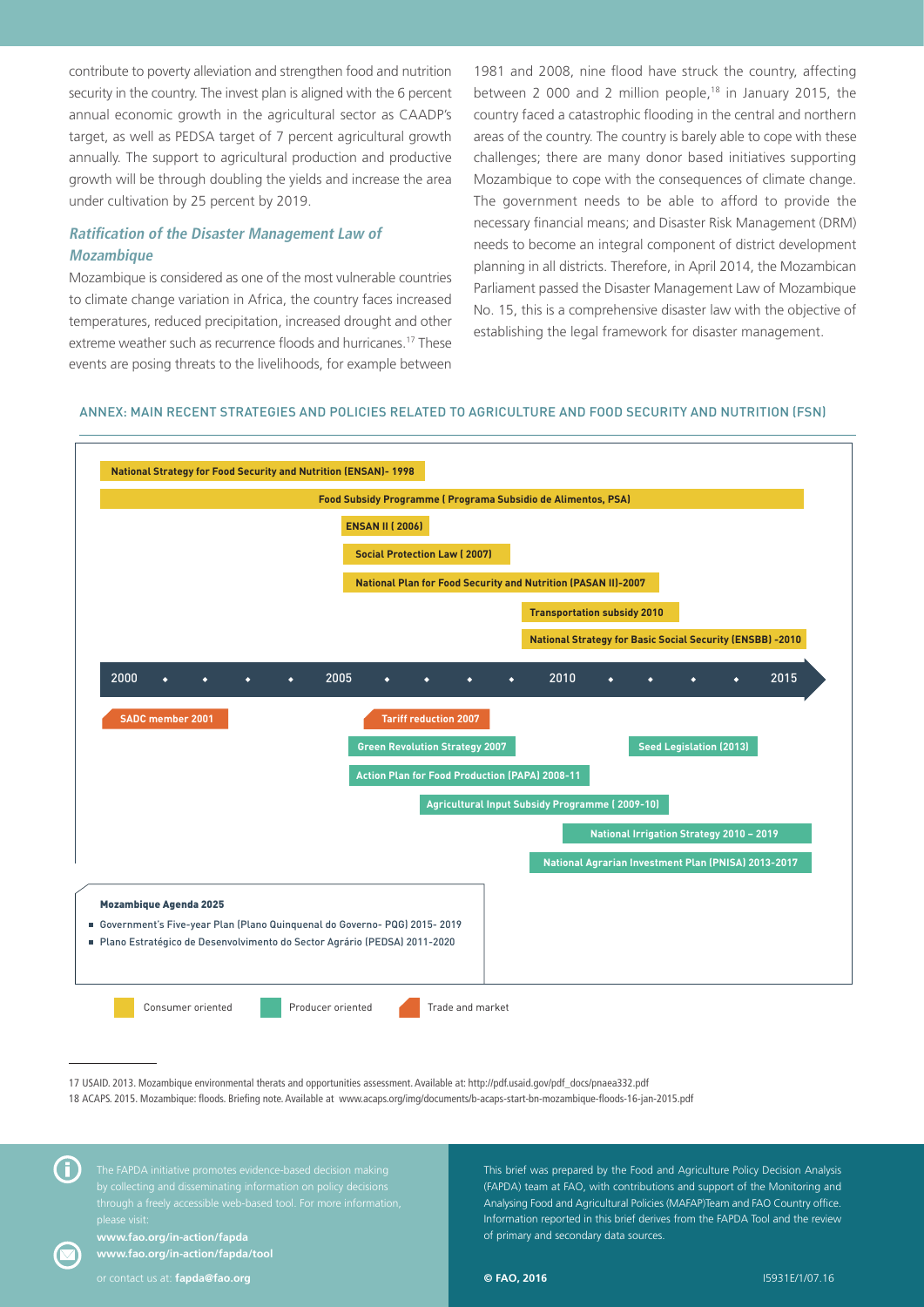contribute to poverty alleviation and strengthen food and nutrition security in the country. The invest plan is aligned with the 6 percent annual economic growth in the agricultural sector as CAADP's target, as well as PEDSA target of 7 percent agricultural growth annually. The support to agricultural production and productive growth will be through doubling the yields and increase the area under cultivation by 25 percent by 2019.

### *Ratification of the Disaster Management Law of Mozambique*

Mozambique is considered as one of the most vulnerable countries to climate change variation in Africa, the country faces increased temperatures, reduced precipitation, increased drought and other extreme weather such as recurrence floods and hurricanes.[17] These events are posing threats to the livelihoods, for example between 1981 and 2008, nine flood have struck the country, affecting between 2 000 and 2 million people,[18] in January 2015, the country faced a catastrophic flooding in the central and northern areas of the country. The country is barely able to cope with these challenges; there are many donor based initiatives supporting Mozambique to cope with the consequences of climate change. The government needs to be able to afford to provide the necessary financial means; and Disaster Risk Management (DRM) needs to become an integral component of district development planning in all districts. Therefore, in April 2014, the Mozambican Parliament passed the Disaster Management Law of Mozambique No. 15, this is a comprehensive disaster law with the objective of establishing the legal framework for disaster management.

## ANNEX: MAIN RECENT STRATEGIES AND POLICIES RELATED TO AGRICULTURE AND FOOD SECURITY AND NUTRITION (FSN)

National Strategy for Food Security and Nutrition (ENSAN)- 1998

Food Subsidy Programme ( Programa Subsidio de Alimentos, PSA)

ENSAN II ( 2006)

Social Protection Law ( 2007)

National Plan for Food Security and Nutrition (PASAN II)-2007

Transportation subsidy 2010

National Strategy for Basic Social Security (ENSBB) -2010

2000 2005 2010 2015

SADC member 2001

Tariff reduction 2007

Green Revolution Strategy 2007

Seed Legislation (2013)

Action Plan for Food Production (PAPA) 2008-11

Agricultural Input Subsidy Programme ( 2009-10)

National Irrigation Strategy 2010 – 2019

National Agrarian Investment Plan (PNISA) 2013-2017

**Mozambique Agenda 2025**

- Government's Five-year Plan (Plano Quinquenal do Governo- PQG) 2015- 2019
- Plano Estratégico de Desenvolvimento do Sector Agrário (PEDSA) 2011-2020

Consumer oriented

Producer oriented

Trade and market

17 USAID. 2013. Mozambique environmental therats and opportunities assessment. Available at: http://pdf.usaid.gov/pdf_docs/pnaea332.pdf

18 ACAPS. 2015. Mozambique: floods. Briefing note. Available at www.acaps.org/img/documents/b-acaps-start-bn-mozambique-floods-16-jan-2015.pdf

The FAPDA initiative promotes evidence-based decision making by collecting and disseminating information on policy decisions through a freely accessible web-based tool. For more information, please visit:

**www.fao.org/in-action/fapda**
**www.fao.org/in-action/fapda/tool**

or contact us at: **fapda@fao.org**

This brief was prepared by the Food and Agriculture Policy Decision Analysis (FAPDA) team at FAO, with contributions and support of the Monitoring and Analysing Food and Agricultural Policies (MAFAP)Team and FAO Country office. Information reported in this brief derives from the FAPDA Tool and the review of primary and secondary data sources.

**© FAO, 2016**

I5931E/1/07.16